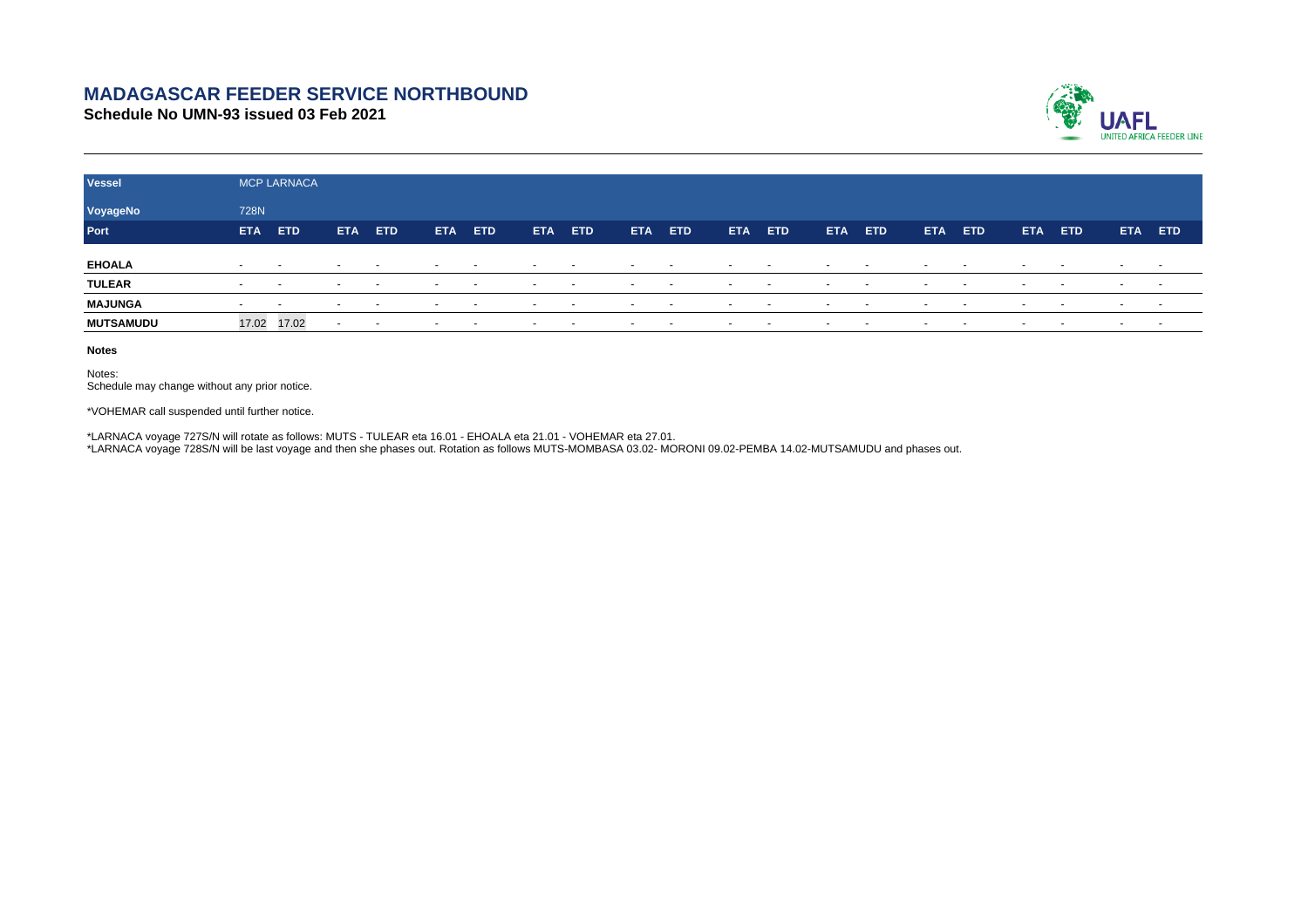# MADAGASCAR FEEDER SERVICE NORTHBOUND

**Schedule No UMN-93 issued 03 Feb 2021**

| Vessel | MCP LARNACA | | | | | | | | | | | | | | | | | | | | | |
|---|---|---|---|---|---|---|---|---|---|---|---|---|---|---|---|---|---|---|---|---|---|---|
| VoyageNo | 728N | | | | | | | | | | | | | | | | | | | | | |
| Port | ETA | ETD | ETA | ETD | ETA | ETD | ETA | ETD | ETA | ETD | ETA | ETD | ETA | ETD | ETA | ETD | ETA | ETD | ETA | ETD |
| EHOALA | - | - | - | - | - | - | - | - | - | - | - | - | - | - | - | - | - | - | - | - |
| TULEAR | - | - | - | - | - | - | - | - | - | - | - | - | - | - | - | - | - | - | - | - |
| MAJUNGA | - | - | - | - | - | - | - | - | - | - | - | - | - | - | - | - | - | - | - | - |
| MUTSAMUDU | 17.02 | 17.02 | - | - | - | - | - | - | - | - | - | - | - | - | - | - | - | - | - | - |

**Notes**

Notes:
Schedule may change without any prior notice.

*VOHEMAR call suspended until further notice.

*LARNACA voyage 727S/N will rotate as follows: MUTS - TULEAR eta 16.01 - EHOALA eta 21.01 - VOHEMAR eta 27.01.
*LARNACA voyage 728S/N will be last voyage and then she phases out. Rotation as follows MUTS-MOMBASA 03.02- MORONI 09.02-PEMBA 14.02-MUTSAMUDU and phases out.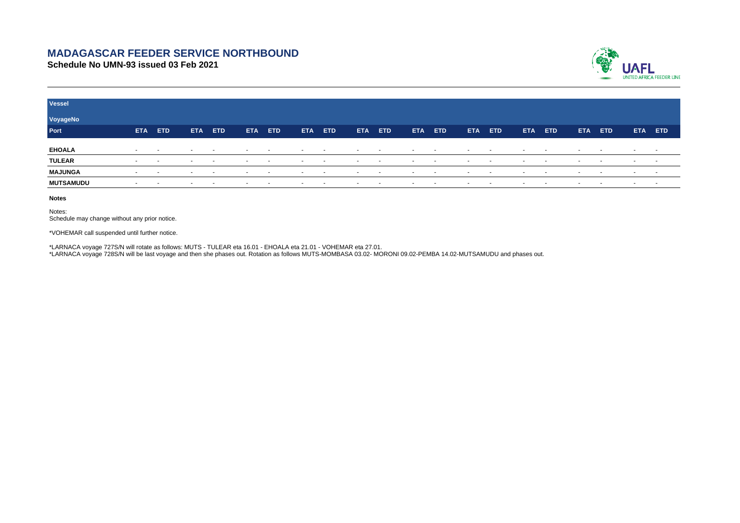# MADAGASCAR FEEDER SERVICE NORTHBOUND

**Schedule No UMN-93 issued 03 Feb 2021**

UAFL UNITED AFRICA FEEDER LINE

| Vessel | | | | | | | | | | | | | | | | | | | | |
|---|---|---|---|---|---|---|---|---|---|---|---|---|---|---|---|---|---|---|---|---|
| VoyageNo | | | | | | | | | | | | | | | | | | | | |
| Port | ETA | ETD | ETA | ETD | ETA | ETD | ETA | ETD | ETA | ETD | ETA | ETD | ETA | ETD | ETA | ETD | ETA | ETD | ETA | ETD |
| EHOALA | - | - | - | - | - | - | - | - | - | - | - | - | - | - | - | - | - | - | - | - |
| TULEAR | - | - | - | - | - | - | - | - | - | - | - | - | - | - | - | - | - | - | - | - |
| MAJUNGA | - | - | - | - | - | - | - | - | - | - | - | - | - | - | - | - | - | - | - | - |
| MUTSAMUDU | - | - | - | - | - | - | - | - | - | - | - | - | - | - | - | - | - | - | - | - |

**Notes**

Notes:
Schedule may change without any prior notice.

*VOHEMAR call suspended until further notice.

*LARNACA voyage 727S/N will rotate as follows: MUTS - TULEAR eta 16.01 - EHOALA eta 21.01 - VOHEMAR eta 27.01.
*LARNACA voyage 728S/N will be last voyage and then she phases out. Rotation as follows MUTS-MOMBASA 03.02- MORONI 09.02-PEMBA 14.02-MUTSAMUDU and phases out.